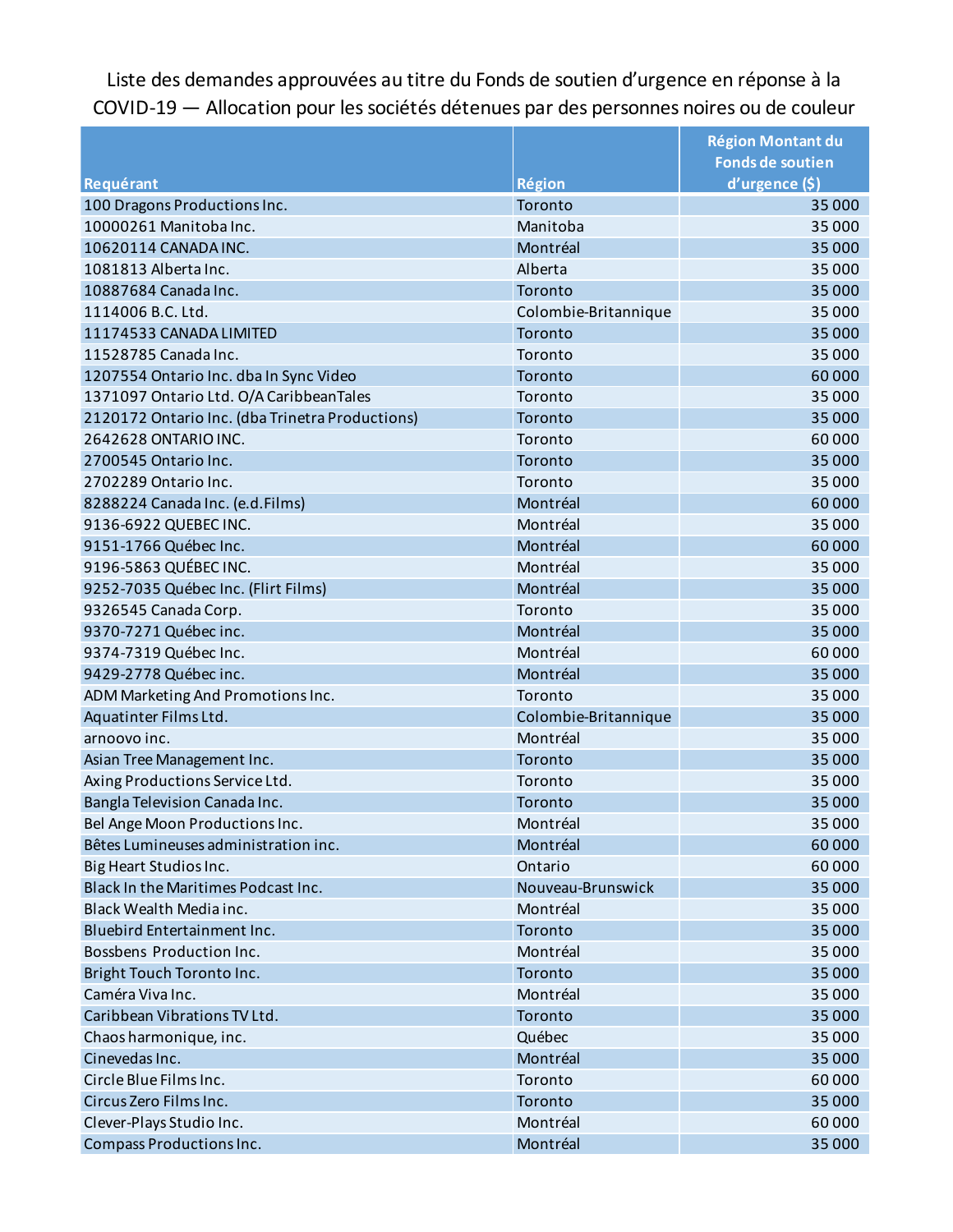Liste des demandes approuvées au titre du Fonds de soutien d’urgence en réponse à la COVID-19 — Allocation pour les sociétés détenues par des personnes noires ou de couleur

| Requérant | Région | Région Montant du Fonds de soutien d’urgence ($) |
|---|---|---|
| 100 Dragons Productions Inc. | Toronto | 35 000 |
| 10000261 Manitoba Inc. | Manitoba | 35 000 |
| 10620114 CANADA INC. | Montréal | 35 000 |
| 1081813 Alberta Inc. | Alberta | 35 000 |
| 10887684 Canada Inc. | Toronto | 35 000 |
| 1114006 B.C. Ltd. | Colombie-Britannique | 35 000 |
| 11174533 CANADA LIMITED | Toronto | 35 000 |
| 11528785 Canada Inc. | Toronto | 35 000 |
| 1207554 Ontario Inc. dba In Sync Video | Toronto | 60 000 |
| 1371097 Ontario Ltd. O/A CaribbeanTales | Toronto | 35 000 |
| 2120172 Ontario Inc. (dba Trinetra Productions) | Toronto | 35 000 |
| 2642628 ONTARIO INC. | Toronto | 60 000 |
| 2700545 Ontario Inc. | Toronto | 35 000 |
| 2702289 Ontario Inc. | Toronto | 35 000 |
| 8288224 Canada Inc. (e.d.Films) | Montréal | 60 000 |
| 9136-6922 QUEBEC INC. | Montréal | 35 000 |
| 9151-1766 Québec Inc. | Montréal | 60 000 |
| 9196-5863 QUÉBEC INC. | Montréal | 35 000 |
| 9252-7035 Québec Inc. (Flirt Films) | Montréal | 35 000 |
| 9326545 Canada Corp. | Toronto | 35 000 |
| 9370-7271 Québec inc. | Montréal | 35 000 |
| 9374-7319 Québec Inc. | Montréal | 60 000 |
| 9429-2778 Québec inc. | Montréal | 35 000 |
| ADM Marketing And Promotions Inc. | Toronto | 35 000 |
| Aquatinter Films Ltd. | Colombie-Britannique | 35 000 |
| arnoovo inc. | Montréal | 35 000 |
| Asian Tree Management Inc. | Toronto | 35 000 |
| Axing Productions Service Ltd. | Toronto | 35 000 |
| Bangla Television Canada Inc. | Toronto | 35 000 |
| Bel Ange Moon Productions Inc. | Montréal | 35 000 |
| Bêtes Lumineuses administration inc. | Montréal | 60 000 |
| Big Heart Studios Inc. | Ontario | 60 000 |
| Black In the Maritimes Podcast Inc. | Nouveau-Brunswick | 35 000 |
| Black Wealth Media inc. | Montréal | 35 000 |
| Bluebird Entertainment Inc. | Toronto | 35 000 |
| Bossbens Production Inc. | Montréal | 35 000 |
| Bright Touch Toronto Inc. | Toronto | 35 000 |
| Caméra Viva Inc. | Montréal | 35 000 |
| Caribbean Vibrations TV Ltd. | Toronto | 35 000 |
| Chaos harmonique, inc. | Québec | 35 000 |
| Cinevedas Inc. | Montréal | 35 000 |
| Circle Blue Films Inc. | Toronto | 60 000 |
| Circus Zero Films Inc. | Toronto | 35 000 |
| Clever-Plays Studio Inc. | Montréal | 60 000 |
| Compass Productions Inc. | Montréal | 35 000 |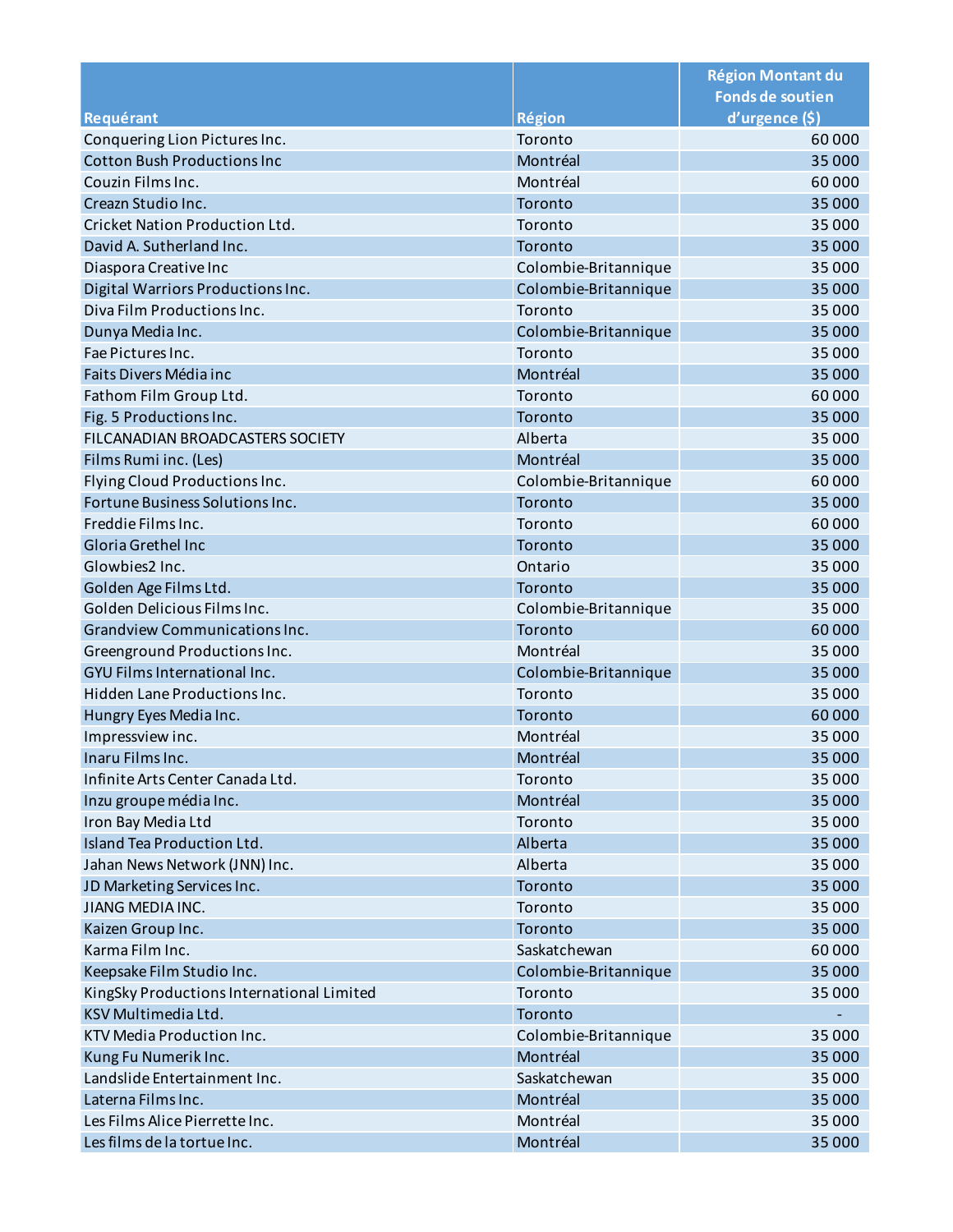| Requérant | Région | Région Montant du Fonds de soutien d'urgence ($) |
|---|---|---|
| Conquering Lion Pictures Inc. | Toronto | 60 000 |
| Cotton Bush Productions Inc | Montréal | 35 000 |
| Couzin Films Inc. | Montréal | 60 000 |
| Creazn Studio Inc. | Toronto | 35 000 |
| Cricket Nation Production Ltd. | Toronto | 35 000 |
| David A. Sutherland Inc. | Toronto | 35 000 |
| Diaspora Creative Inc | Colombie-Britannique | 35 000 |
| Digital Warriors Productions Inc. | Colombie-Britannique | 35 000 |
| Diva Film Productions Inc. | Toronto | 35 000 |
| Dunya Media Inc. | Colombie-Britannique | 35 000 |
| Fae Pictures Inc. | Toronto | 35 000 |
| Faits Divers Média inc | Montréal | 35 000 |
| Fathom Film Group Ltd. | Toronto | 60 000 |
| Fig. 5 Productions Inc. | Toronto | 35 000 |
| FILCANADIAN BROADCASTERS SOCIETY | Alberta | 35 000 |
| Films Rumi inc. (Les) | Montréal | 35 000 |
| Flying Cloud Productions Inc. | Colombie-Britannique | 60 000 |
| Fortune Business Solutions Inc. | Toronto | 35 000 |
| Freddie Films Inc. | Toronto | 60 000 |
| Gloria Grethel Inc | Toronto | 35 000 |
| Glowbies2 Inc. | Ontario | 35 000 |
| Golden Age Films Ltd. | Toronto | 35 000 |
| Golden Delicious Films Inc. | Colombie-Britannique | 35 000 |
| Grandview Communications Inc. | Toronto | 60 000 |
| Greenground Productions Inc. | Montréal | 35 000 |
| GYU Films International Inc. | Colombie-Britannique | 35 000 |
| Hidden Lane Productions Inc. | Toronto | 35 000 |
| Hungry Eyes Media Inc. | Toronto | 60 000 |
| Impressview inc. | Montréal | 35 000 |
| Inaru Films Inc. | Montréal | 35 000 |
| Infinite Arts Center Canada Ltd. | Toronto | 35 000 |
| Inzu groupe média Inc. | Montréal | 35 000 |
| Iron Bay Media Ltd | Toronto | 35 000 |
| Island Tea Production Ltd. | Alberta | 35 000 |
| Jahan News Network (JNN) Inc. | Alberta | 35 000 |
| JD Marketing Services Inc. | Toronto | 35 000 |
| JIANG MEDIA INC. | Toronto | 35 000 |
| Kaizen Group Inc. | Toronto | 35 000 |
| Karma Film Inc. | Saskatchewan | 60 000 |
| Keepsake Film Studio Inc. | Colombie-Britannique | 35 000 |
| KingSky Productions International Limited | Toronto | 35 000 |
| KSV Multimedia Ltd. | Toronto | - |
| KTV Media Production Inc. | Colombie-Britannique | 35 000 |
| Kung Fu Numerik Inc. | Montréal | 35 000 |
| Landslide Entertainment Inc. | Saskatchewan | 35 000 |
| Laterna Films Inc. | Montréal | 35 000 |
| Les Films Alice Pierrette Inc. | Montréal | 35 000 |
| Les films de la tortue Inc. | Montréal | 35 000 |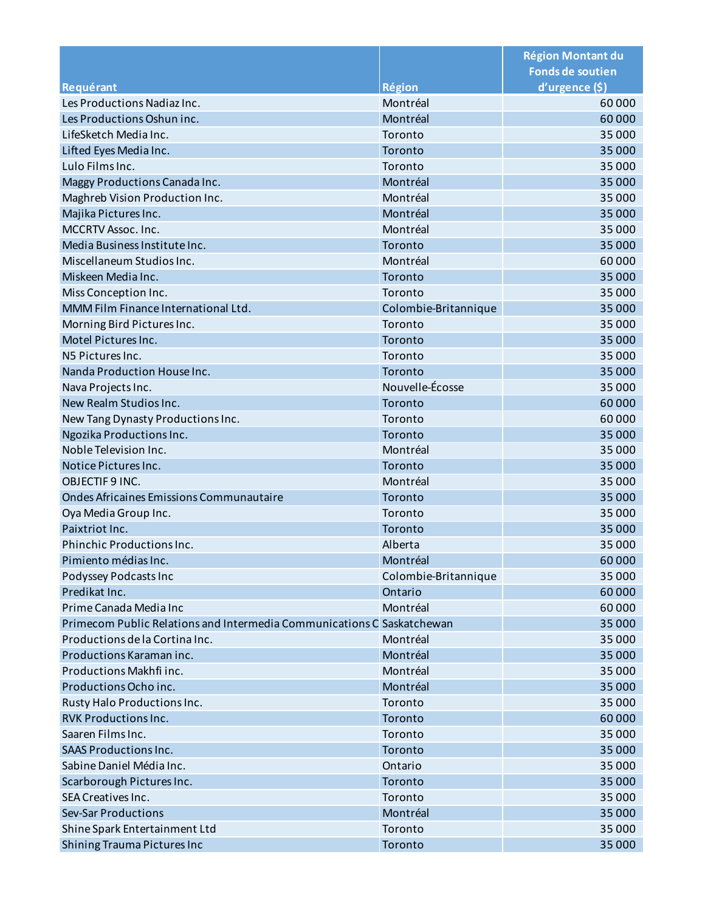| Requérant | Région | Région Montant du Fonds de soutien d'urgence ($) |
| --- | --- | --- |
| Les Productions Nadiaz Inc. | Montréal | 60 000 |
| Les Productions Oshun inc. | Montréal | 60 000 |
| LifeSketch Media Inc. | Toronto | 35 000 |
| Lifted Eyes Media Inc. | Toronto | 35 000 |
| Lulo Films Inc. | Toronto | 35 000 |
| Maggy Productions Canada Inc. | Montréal | 35 000 |
| Maghreb Vision Production Inc. | Montréal | 35 000 |
| Majika Pictures Inc. | Montréal | 35 000 |
| MCCRTV Assoc. Inc. | Montréal | 35 000 |
| Media Business Institute Inc. | Toronto | 35 000 |
| Miscellaneum Studios Inc. | Montréal | 60 000 |
| Miskeen Media Inc. | Toronto | 35 000 |
| Miss Conception Inc. | Toronto | 35 000 |
| MMM Film Finance International Ltd. | Colombie-Britannique | 35 000 |
| Morning Bird Pictures Inc. | Toronto | 35 000 |
| Motel Pictures Inc. | Toronto | 35 000 |
| N5 Pictures Inc. | Toronto | 35 000 |
| Nanda Production House Inc. | Toronto | 35 000 |
| Nava Projects Inc. | Nouvelle-Écosse | 35 000 |
| New Realm Studios Inc. | Toronto | 60 000 |
| New Tang Dynasty Productions Inc. | Toronto | 60 000 |
| Ngozika Productions Inc. | Toronto | 35 000 |
| Noble Television Inc. | Montréal | 35 000 |
| Notice Pictures Inc. | Toronto | 35 000 |
| OBJECTIF 9 INC. | Montréal | 35 000 |
| Ondes Africaines Emissions Communautaire | Toronto | 35 000 |
| Oya Media Group Inc. | Toronto | 35 000 |
| Paixtriot Inc. | Toronto | 35 000 |
| Phinchic Productions Inc. | Alberta | 35 000 |
| Pimiento médias Inc. | Montréal | 60 000 |
| Podyssey Podcasts Inc | Colombie-Britannique | 35 000 |
| Predikat Inc. | Ontario | 60 000 |
| Prime Canada Media Inc | Montréal | 60 000 |
| Primecom Public Relations and Intermedia Communications C | Saskatchewan | 35 000 |
| Productions de la Cortina Inc. | Montréal | 35 000 |
| Productions Karaman inc. | Montréal | 35 000 |
| Productions Makhfi inc. | Montréal | 35 000 |
| Productions Ocho inc. | Montréal | 35 000 |
| Rusty Halo Productions Inc. | Toronto | 35 000 |
| RVK Productions Inc. | Toronto | 60 000 |
| Saaren Films Inc. | Toronto | 35 000 |
| SAAS Productions Inc. | Toronto | 35 000 |
| Sabine Daniel Média Inc. | Ontario | 35 000 |
| Scarborough Pictures Inc. | Toronto | 35 000 |
| SEA Creatives Inc. | Toronto | 35 000 |
| Sev-Sar Productions | Montréal | 35 000 |
| Shine Spark Entertainment Ltd | Toronto | 35 000 |
| Shining Trauma Pictures Inc | Toronto | 35 000 |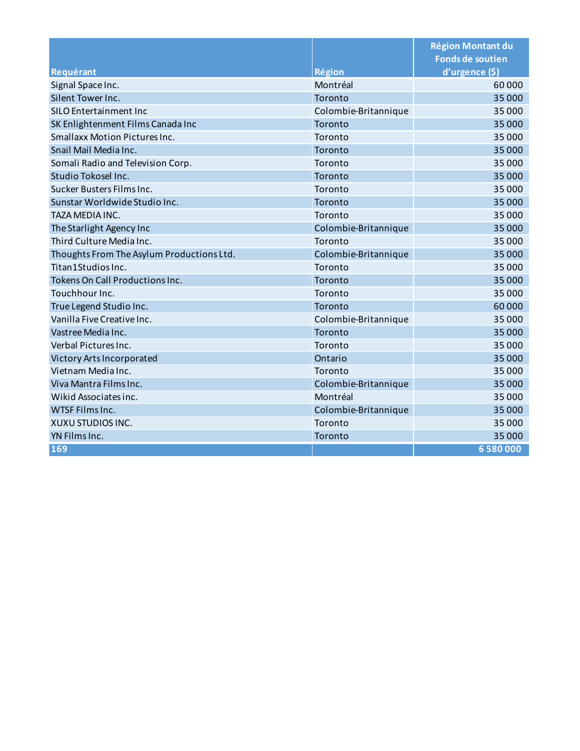| Requérant | Région | Région Montant du Fonds de soutien d'urgence ($) |
|---|---|---|
| Signal Space Inc. | Montréal | 60 000 |
| Silent Tower Inc. | Toronto | 35 000 |
| SILO Entertainment Inc | Colombie-Britannique | 35 000 |
| SK Enlightenment Films Canada Inc | Toronto | 35 000 |
| Smallaxx Motion Pictures Inc. | Toronto | 35 000 |
| Snail Mail Media Inc. | Toronto | 35 000 |
| Somali Radio and Television Corp. | Toronto | 35 000 |
| Studio Tokosel Inc. | Toronto | 35 000 |
| Sucker Busters Films Inc. | Toronto | 35 000 |
| Sunstar Worldwide Studio Inc. | Toronto | 35 000 |
| TAZA MEDIA INC. | Toronto | 35 000 |
| The Starlight Agency Inc | Colombie-Britannique | 35 000 |
| Third Culture Media Inc. | Toronto | 35 000 |
| Thoughts From The Asylum Productions Ltd. | Colombie-Britannique | 35 000 |
| Titan1Studios Inc. | Toronto | 35 000 |
| Tokens On Call Productions Inc. | Toronto | 35 000 |
| Touchhour Inc. | Toronto | 35 000 |
| True Legend Studio Inc. | Toronto | 60 000 |
| Vanilla Five Creative Inc. | Colombie-Britannique | 35 000 |
| Vastree Media Inc. | Toronto | 35 000 |
| Verbal Pictures Inc. | Toronto | 35 000 |
| Victory Arts Incorporated | Ontario | 35 000 |
| Vietnam Media Inc. | Toronto | 35 000 |
| Viva Mantra Films Inc. | Colombie-Britannique | 35 000 |
| Wikid Associates inc. | Montréal | 35 000 |
| WTSF Films Inc. | Colombie-Britannique | 35 000 |
| XUXU STUDIOS INC. | Toronto | 35 000 |
| YN Films Inc. | Toronto | 35 000 |
| **169** | | **6 580 000** |